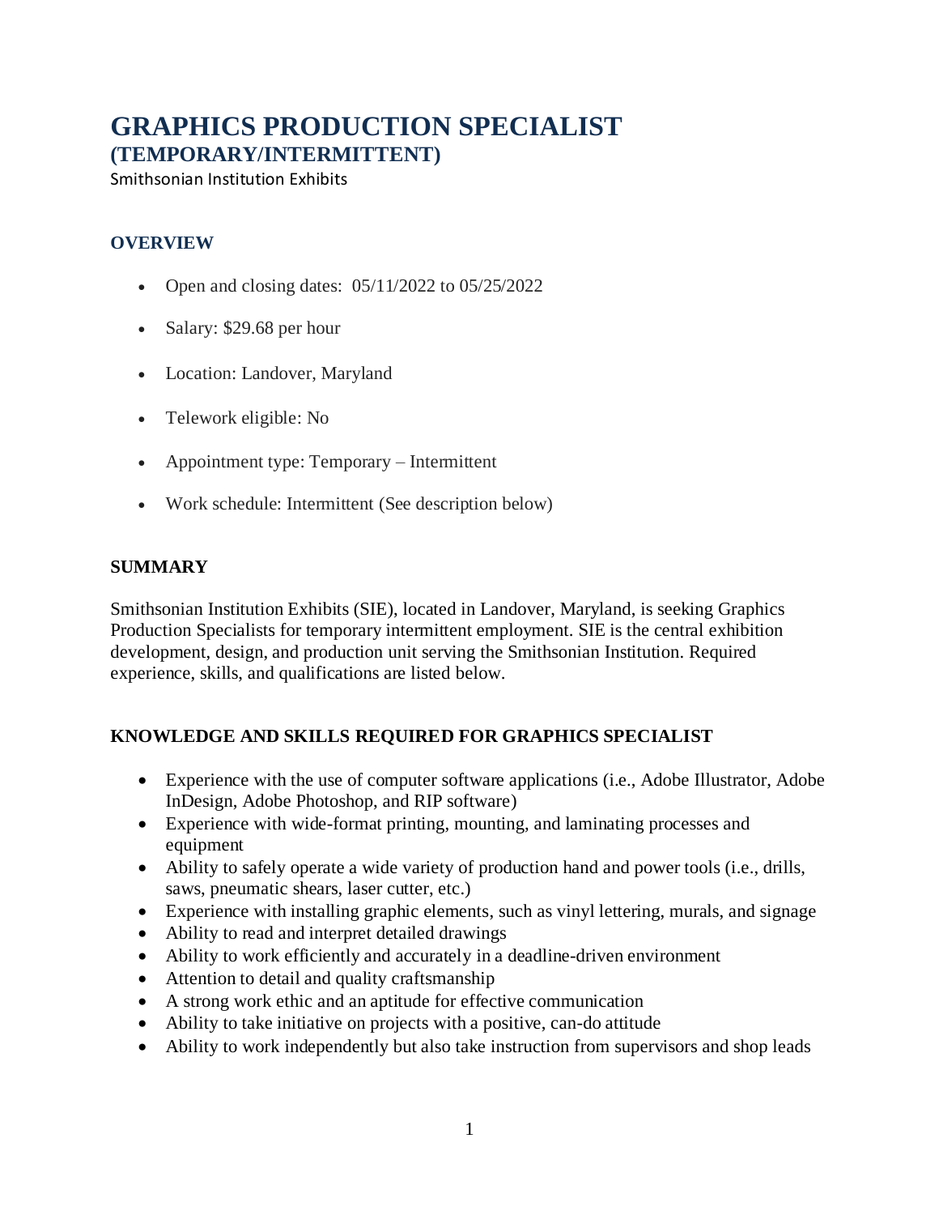# GRAPHICS PRODUCTION SPECIALIST
## (TEMPORARY/INTERMITTENT)

Smithsonian Institution Exhibits

### OVERVIEW

- Open and closing dates: 05/11/2022 to 05/25/2022
- Salary: $29.68 per hour
- Location: Landover, Maryland
- Telework eligible: No
- Appointment type: Temporary – Intermittent
- Work schedule: Intermittent (See description below)

### SUMMARY

Smithsonian Institution Exhibits (SIE), located in Landover, Maryland, is seeking Graphics Production Specialists for temporary intermittent employment. SIE is the central exhibition development, design, and production unit serving the Smithsonian Institution. Required experience, skills, and qualifications are listed below.

### KNOWLEDGE AND SKILLS REQUIRED FOR GRAPHICS SPECIALIST

- Experience with the use of computer software applications (i.e., Adobe Illustrator, Adobe InDesign, Adobe Photoshop, and RIP software)
- Experience with wide-format printing, mounting, and laminating processes and equipment
- Ability to safely operate a wide variety of production hand and power tools (i.e., drills, saws, pneumatic shears, laser cutter, etc.)
- Experience with installing graphic elements, such as vinyl lettering, murals, and signage
- Ability to read and interpret detailed drawings
- Ability to work efficiently and accurately in a deadline-driven environment
- Attention to detail and quality craftsmanship
- A strong work ethic and an aptitude for effective communication
- Ability to take initiative on projects with a positive, can-do attitude
- Ability to work independently but also take instruction from supervisors and shop leads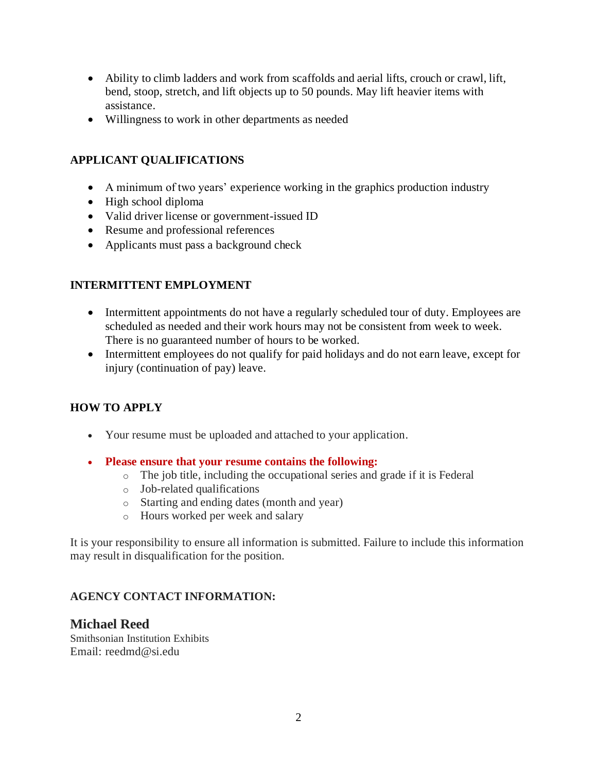- Ability to climb ladders and work from scaffolds and aerial lifts, crouch or crawl, lift, bend, stoop, stretch, and lift objects up to 50 pounds. May lift heavier items with assistance.
- Willingness to work in other departments as needed

## APPLICANT QUALIFICATIONS

- A minimum of two years' experience working in the graphics production industry
- High school diploma
- Valid driver license or government-issued ID
- Resume and professional references
- Applicants must pass a background check

## INTERMITTENT EMPLOYMENT

- Intermittent appointments do not have a regularly scheduled tour of duty. Employees are scheduled as needed and their work hours may not be consistent from week to week. There is no guaranteed number of hours to be worked.
- Intermittent employees do not qualify for paid holidays and do not earn leave, except for injury (continuation of pay) leave.

## HOW TO APPLY

- Your resume must be uploaded and attached to your application.
- **Please ensure that your resume contains the following:**
  - The job title, including the occupational series and grade if it is Federal
  - Job-related qualifications
  - Starting and ending dates (month and year)
  - Hours worked per week and salary

It is your responsibility to ensure all information is submitted. Failure to include this information may result in disqualification for the position.

## AGENCY CONTACT INFORMATION:

### Michael Reed

Smithsonian Institution Exhibits
Email: reedmd@si.edu